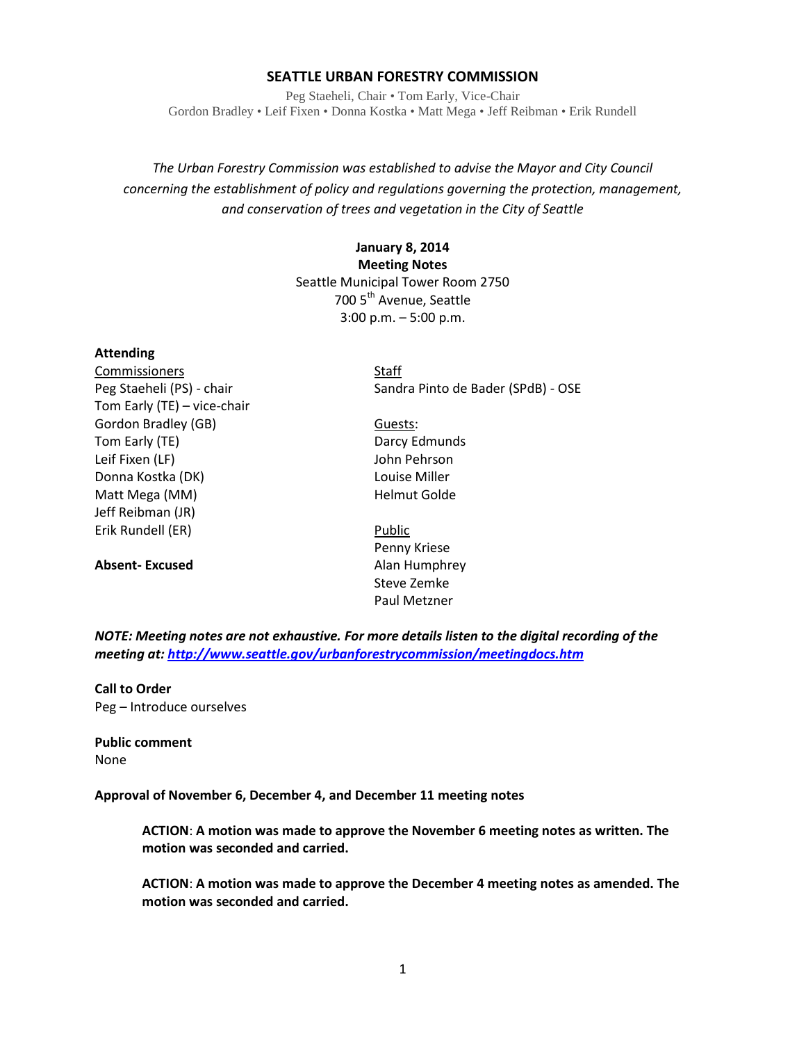# SEATTLE URBAN FORESTRY COMMISSION

Peg Staeheli, Chair • Tom Early, Vice-Chair
Gordon Bradley • Leif Fixen • Donna Kostka • Matt Mega • Jeff Reibman • Erik Rundell

*The Urban Forestry Commission was established to advise the Mayor and City Council concerning the establishment of policy and regulations governing the protection, management, and conservation of trees and vegetation in the City of Seattle*

**January 8, 2014**
**Meeting Notes**
Seattle Municipal Tower Room 2750
700 5th Avenue, Seattle
3:00 p.m. – 5:00 p.m.

**Attending**

Commissioners
Peg Staeheli (PS) - chair
Tom Early (TE) – vice-chair
Gordon Bradley (GB)
Tom Early (TE)
Leif Fixen (LF)
Donna Kostka (DK)
Matt Mega (MM)
Jeff Reibman (JR)
Erik Rundell (ER)

**Absent- Excused**

Staff
Sandra Pinto de Bader (SPdB) - OSE

Guests:
Darcy Edmunds
John Pehrson
Louise Miller
Helmut Golde

Public
Penny Kriese
Alan Humphrey
Steve Zemke
Paul Metzner

***NOTE: Meeting notes are not exhaustive. For more details listen to the digital recording of the meeting at: http://www.seattle.gov/urbanforestrycommission/meetingdocs.htm***

**Call to Order**
Peg – Introduce ourselves

**Public comment**
None

**Approval of November 6, December 4, and December 11 meeting notes**

> **ACTION**: **A motion was made to approve the November 6 meeting notes as written. The motion was seconded and carried.**
>
> **ACTION**: **A motion was made to approve the December 4 meeting notes as amended. The motion was seconded and carried.**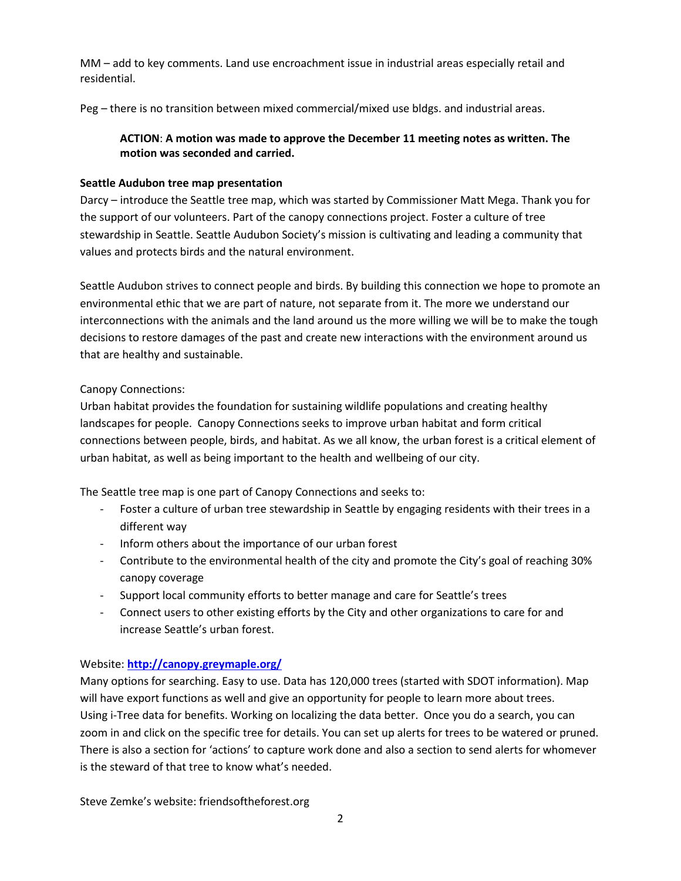MM – add to key comments. Land use encroachment issue in industrial areas especially retail and residential.

Peg – there is no transition between mixed commercial/mixed use bldgs. and industrial areas.

> **ACTION**: **A motion was made to approve the December 11 meeting notes as written. The motion was seconded and carried.**

**Seattle Audubon tree map presentation**

Darcy – introduce the Seattle tree map, which was started by Commissioner Matt Mega. Thank you for the support of our volunteers. Part of the canopy connections project. Foster a culture of tree stewardship in Seattle. Seattle Audubon Society's mission is cultivating and leading a community that values and protects birds and the natural environment.

Seattle Audubon strives to connect people and birds. By building this connection we hope to promote an environmental ethic that we are part of nature, not separate from it. The more we understand our interconnections with the animals and the land around us the more willing we will be to make the tough decisions to restore damages of the past and create new interactions with the environment around us that are healthy and sustainable.

Canopy Connections:
Urban habitat provides the foundation for sustaining wildlife populations and creating healthy landscapes for people. Canopy Connections seeks to improve urban habitat and form critical connections between people, birds, and habitat. As we all know, the urban forest is a critical element of urban habitat, as well as being important to the health and wellbeing of our city.

The Seattle tree map is one part of Canopy Connections and seeks to:

- Foster a culture of urban tree stewardship in Seattle by engaging residents with their trees in a different way
- Inform others about the importance of our urban forest
- Contribute to the environmental health of the city and promote the City's goal of reaching 30% canopy coverage
- Support local community efforts to better manage and care for Seattle's trees
- Connect users to other existing efforts by the City and other organizations to care for and increase Seattle's urban forest.

Website: **http://canopy.greymaple.org/**
Many options for searching. Easy to use. Data has 120,000 trees (started with SDOT information). Map will have export functions as well and give an opportunity for people to learn more about trees. Using i-Tree data for benefits. Working on localizing the data better. Once you do a search, you can zoom in and click on the specific tree for details. You can set up alerts for trees to be watered or pruned. There is also a section for 'actions' to capture work done and also a section to send alerts for whomever is the steward of that tree to know what's needed.

Steve Zemke's website: friendsoftheforest.org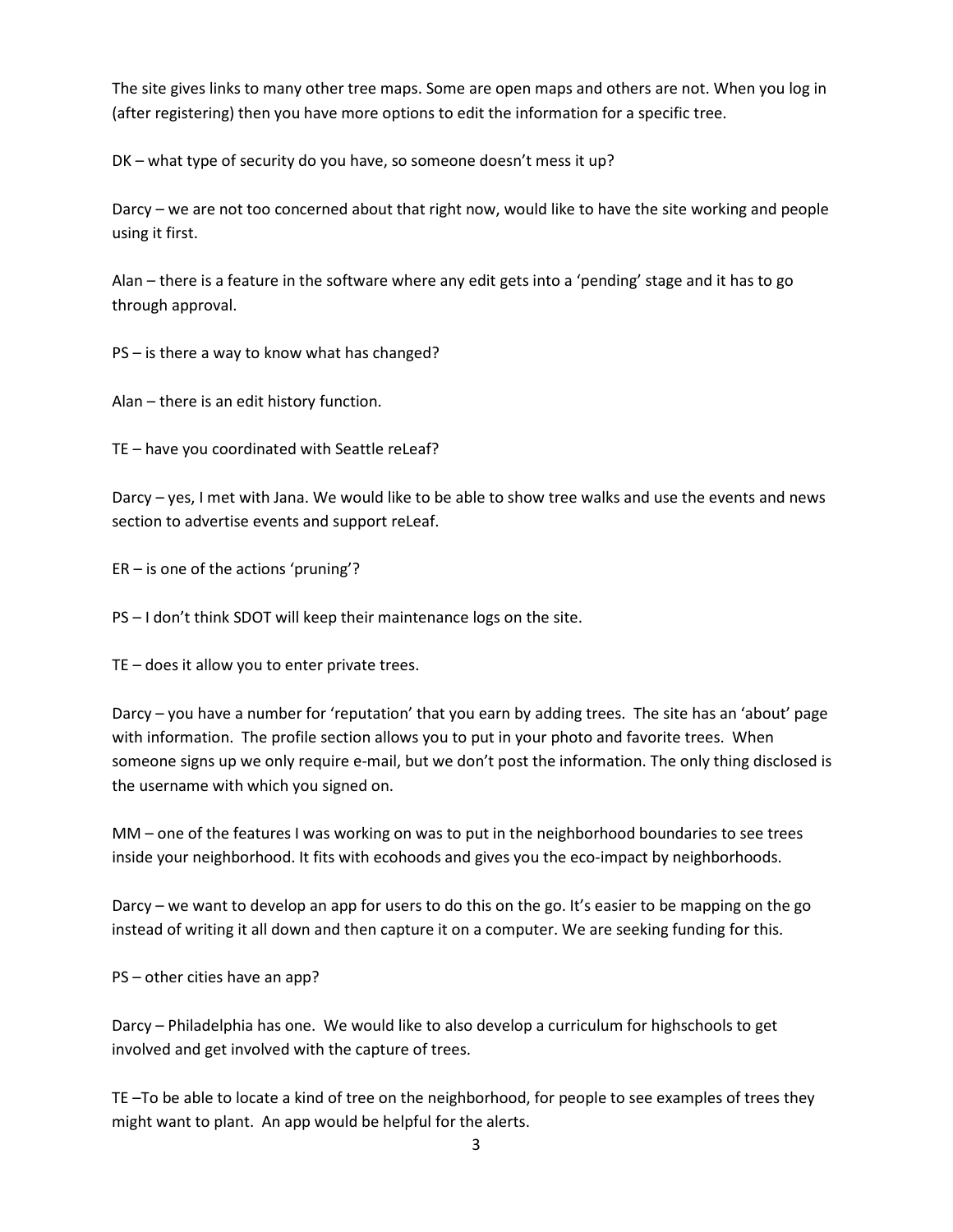The site gives links to many other tree maps. Some are open maps and others are not. When you log in (after registering) then you have more options to edit the information for a specific tree.

DK – what type of security do you have, so someone doesn't mess it up?

Darcy – we are not too concerned about that right now, would like to have the site working and people using it first.

Alan – there is a feature in the software where any edit gets into a 'pending' stage and it has to go through approval.

PS – is there a way to know what has changed?

Alan – there is an edit history function.

TE – have you coordinated with Seattle reLeaf?

Darcy – yes, I met with Jana. We would like to be able to show tree walks and use the events and news section to advertise events and support reLeaf.

ER – is one of the actions 'pruning'?

PS – I don't think SDOT will keep their maintenance logs on the site.

TE – does it allow you to enter private trees.

Darcy – you have a number for 'reputation' that you earn by adding trees. The site has an 'about' page with information. The profile section allows you to put in your photo and favorite trees. When someone signs up we only require e-mail, but we don't post the information. The only thing disclosed is the username with which you signed on.

MM – one of the features I was working on was to put in the neighborhood boundaries to see trees inside your neighborhood. It fits with ecohoods and gives you the eco-impact by neighborhoods.

Darcy – we want to develop an app for users to do this on the go. It's easier to be mapping on the go instead of writing it all down and then capture it on a computer. We are seeking funding for this.

PS – other cities have an app?

Darcy – Philadelphia has one. We would like to also develop a curriculum for highschools to get involved and get involved with the capture of trees.

TE –To be able to locate a kind of tree on the neighborhood, for people to see examples of trees they might want to plant. An app would be helpful for the alerts.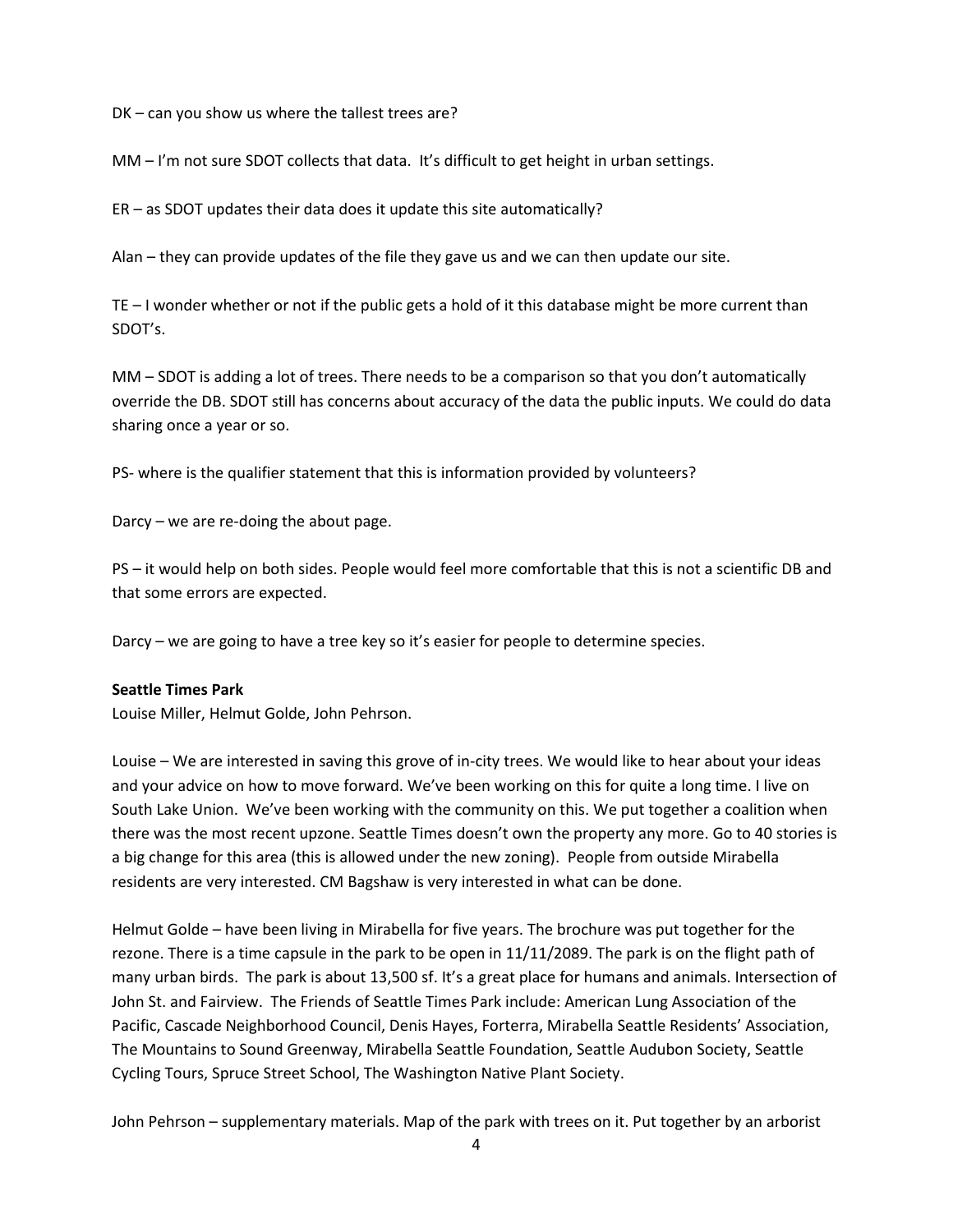DK – can you show us where the tallest trees are?

MM – I'm not sure SDOT collects that data. It's difficult to get height in urban settings.

ER – as SDOT updates their data does it update this site automatically?

Alan – they can provide updates of the file they gave us and we can then update our site.

TE – I wonder whether or not if the public gets a hold of it this database might be more current than SDOT's.

MM – SDOT is adding a lot of trees. There needs to be a comparison so that you don't automatically override the DB. SDOT still has concerns about accuracy of the data the public inputs. We could do data sharing once a year or so.

PS- where is the qualifier statement that this is information provided by volunteers?

Darcy – we are re-doing the about page.

PS – it would help on both sides. People would feel more comfortable that this is not a scientific DB and that some errors are expected.

Darcy – we are going to have a tree key so it's easier for people to determine species.

**Seattle Times Park**

Louise Miller, Helmut Golde, John Pehrson.

Louise – We are interested in saving this grove of in-city trees. We would like to hear about your ideas and your advice on how to move forward. We've been working on this for quite a long time. I live on South Lake Union. We've been working with the community on this. We put together a coalition when there was the most recent upzone. Seattle Times doesn't own the property any more. Go to 40 stories is a big change for this area (this is allowed under the new zoning). People from outside Mirabella residents are very interested. CM Bagshaw is very interested in what can be done.

Helmut Golde – have been living in Mirabella for five years. The brochure was put together for the rezone. There is a time capsule in the park to be open in 11/11/2089. The park is on the flight path of many urban birds. The park is about 13,500 sf. It's a great place for humans and animals. Intersection of John St. and Fairview. The Friends of Seattle Times Park include: American Lung Association of the Pacific, Cascade Neighborhood Council, Denis Hayes, Forterra, Mirabella Seattle Residents' Association, The Mountains to Sound Greenway, Mirabella Seattle Foundation, Seattle Audubon Society, Seattle Cycling Tours, Spruce Street School, The Washington Native Plant Society.

John Pehrson – supplementary materials. Map of the park with trees on it. Put together by an arborist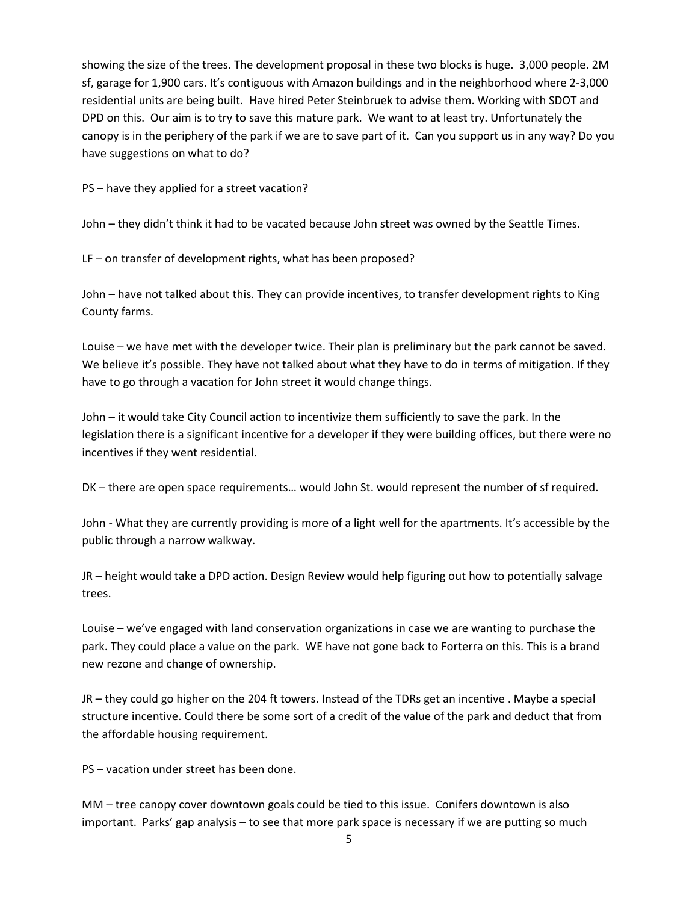showing the size of the trees. The development proposal in these two blocks is huge. 3,000 people. 2M sf, garage for 1,900 cars. It's contiguous with Amazon buildings and in the neighborhood where 2-3,000 residential units are being built. Have hired Peter Steinbruek to advise them. Working with SDOT and DPD on this. Our aim is to try to save this mature park. We want to at least try. Unfortunately the canopy is in the periphery of the park if we are to save part of it. Can you support us in any way? Do you have suggestions on what to do?

PS – have they applied for a street vacation?

John – they didn't think it had to be vacated because John street was owned by the Seattle Times.

LF – on transfer of development rights, what has been proposed?

John – have not talked about this. They can provide incentives, to transfer development rights to King County farms.

Louise – we have met with the developer twice. Their plan is preliminary but the park cannot be saved. We believe it's possible. They have not talked about what they have to do in terms of mitigation. If they have to go through a vacation for John street it would change things.

John – it would take City Council action to incentivize them sufficiently to save the park. In the legislation there is a significant incentive for a developer if they were building offices, but there were no incentives if they went residential.

DK – there are open space requirements… would John St. would represent the number of sf required.

John - What they are currently providing is more of a light well for the apartments. It's accessible by the public through a narrow walkway.

JR – height would take a DPD action. Design Review would help figuring out how to potentially salvage trees.

Louise – we've engaged with land conservation organizations in case we are wanting to purchase the park. They could place a value on the park. WE have not gone back to Forterra on this. This is a brand new rezone and change of ownership.

JR – they could go higher on the 204 ft towers. Instead of the TDRs get an incentive . Maybe a special structure incentive. Could there be some sort of a credit of the value of the park and deduct that from the affordable housing requirement.

PS – vacation under street has been done.

MM – tree canopy cover downtown goals could be tied to this issue. Conifers downtown is also important. Parks' gap analysis – to see that more park space is necessary if we are putting so much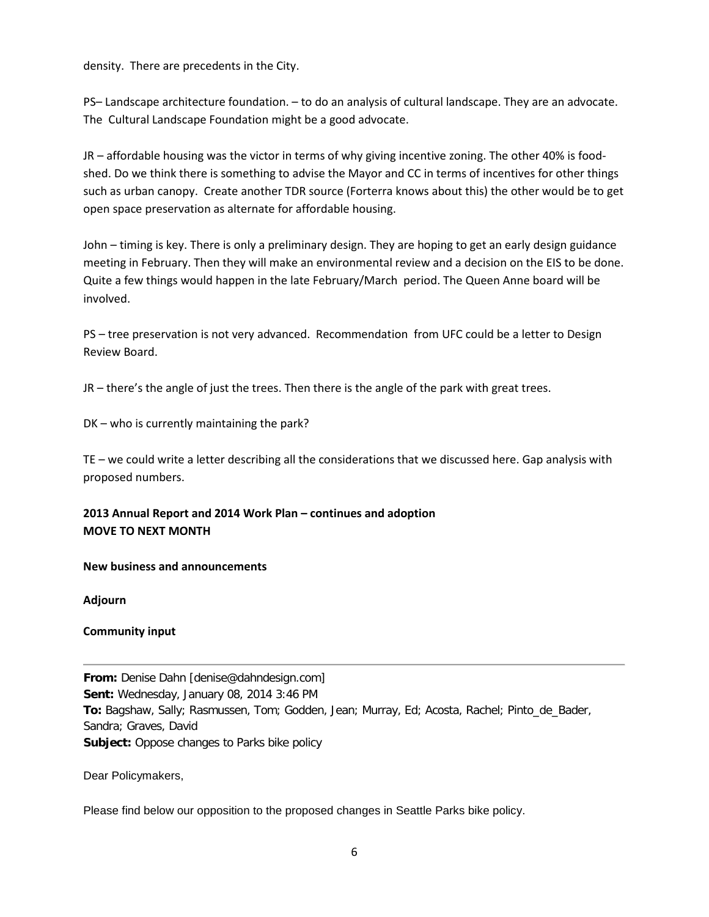density. There are precedents in the City.

PS– Landscape architecture foundation. – to do an analysis of cultural landscape. They are an advocate. The Cultural Landscape Foundation might be a good advocate.

JR – affordable housing was the victor in terms of why giving incentive zoning. The other 40% is food-shed. Do we think there is something to advise the Mayor and CC in terms of incentives for other things such as urban canopy. Create another TDR source (Forterra knows about this) the other would be to get open space preservation as alternate for affordable housing.

John – timing is key. There is only a preliminary design. They are hoping to get an early design guidance meeting in February. Then they will make an environmental review and a decision on the EIS to be done. Quite a few things would happen in the late February/March period. The Queen Anne board will be involved.

PS – tree preservation is not very advanced. Recommendation from UFC could be a letter to Design Review Board.

JR – there's the angle of just the trees. Then there is the angle of the park with great trees.

DK – who is currently maintaining the park?

TE – we could write a letter describing all the considerations that we discussed here. Gap analysis with proposed numbers.

**2013 Annual Report and 2014 Work Plan – continues and adoption**
**MOVE TO NEXT MONTH**

**New business and announcements**

**Adjourn**

**Community input**

---

**From:** Denise Dahn [denise@dahndesign.com]
**Sent:** Wednesday, January 08, 2014 3:46 PM
**To:** Bagshaw, Sally; Rasmussen, Tom; Godden, Jean; Murray, Ed; Acosta, Rachel; Pinto_de_Bader, Sandra; Graves, David
**Subject:** Oppose changes to Parks bike policy

Dear Policymakers,

Please find below our opposition to the proposed changes in Seattle Parks bike policy.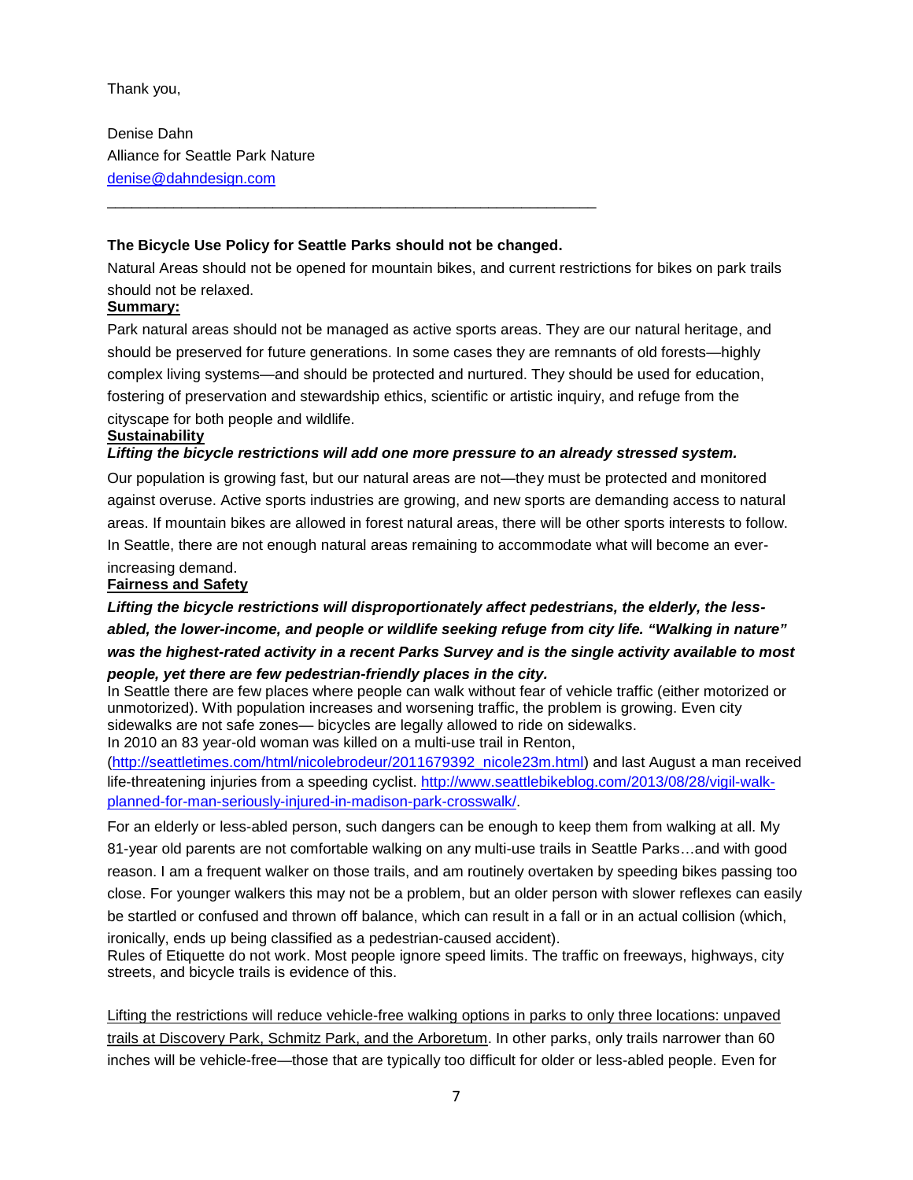Thank you,

Denise Dahn
Alliance for Seattle Park Nature
[denise@dahndesign.com](mailto:denise@dahndesign.com)

---

**The Bicycle Use Policy for Seattle Parks should not be changed.**

Natural Areas should not be opened for mountain bikes, and current restrictions for bikes on park trails should not be relaxed.

**Summary:**

Park natural areas should not be managed as active sports areas. They are our natural heritage, and should be preserved for future generations. In some cases they are remnants of old forests—highly complex living systems—and should be protected and nurtured. They should be used for education, fostering of preservation and stewardship ethics, scientific or artistic inquiry, and refuge from the cityscape for both people and wildlife.

**Sustainability**

***Lifting the bicycle restrictions will add one more pressure to an already stressed system.***

Our population is growing fast, but our natural areas are not—they must be protected and monitored against overuse. Active sports industries are growing, and new sports are demanding access to natural areas. If mountain bikes are allowed in forest natural areas, there will be other sports interests to follow. In Seattle, there are not enough natural areas remaining to accommodate what will become an ever-increasing demand.

**Fairness and Safety**

***Lifting the bicycle restrictions will disproportionately affect pedestrians, the elderly, the less-abled, the lower-income, and people or wildlife seeking refuge from city life. "Walking in nature" was the highest-rated activity in a recent Parks Survey and is the single activity available to most people, yet there are few pedestrian-friendly places in the city.***

In Seattle there are few places where people can walk without fear of vehicle traffic (either motorized or unmotorized). With population increases and worsening traffic, the problem is growing. Even city sidewalks are not safe zones— bicycles are legally allowed to ride on sidewalks.

In 2010 an 83 year-old woman was killed on a multi-use trail in Renton, (http://seattletimes.com/html/nicolebrodeur/2011679392_nicole23m.html) and last August a man received life-threatening injuries from a speeding cyclist. http://www.seattlebikeblog.com/2013/08/28/vigil-walk-planned-for-man-seriously-injured-in-madison-park-crosswalk/.

For an elderly or less-abled person, such dangers can be enough to keep them from walking at all. My 81-year old parents are not comfortable walking on any multi-use trails in Seattle Parks…and with good reason. I am a frequent walker on those trails, and am routinely overtaken by speeding bikes passing too close. For younger walkers this may not be a problem, but an older person with slower reflexes can easily be startled or confused and thrown off balance, which can result in a fall or in an actual collision (which, ironically, ends up being classified as a pedestrian-caused accident).

Rules of Etiquette do not work. Most people ignore speed limits. The traffic on freeways, highways, city streets, and bicycle trails is evidence of this.

<u>Lifting the restrictions will reduce vehicle-free walking options in parks to only three locations: unpaved trails at Discovery Park, Schmitz Park, and the Arboretum</u>. In other parks, only trails narrower than 60 inches will be vehicle-free—those that are typically too difficult for older or less-abled people. Even for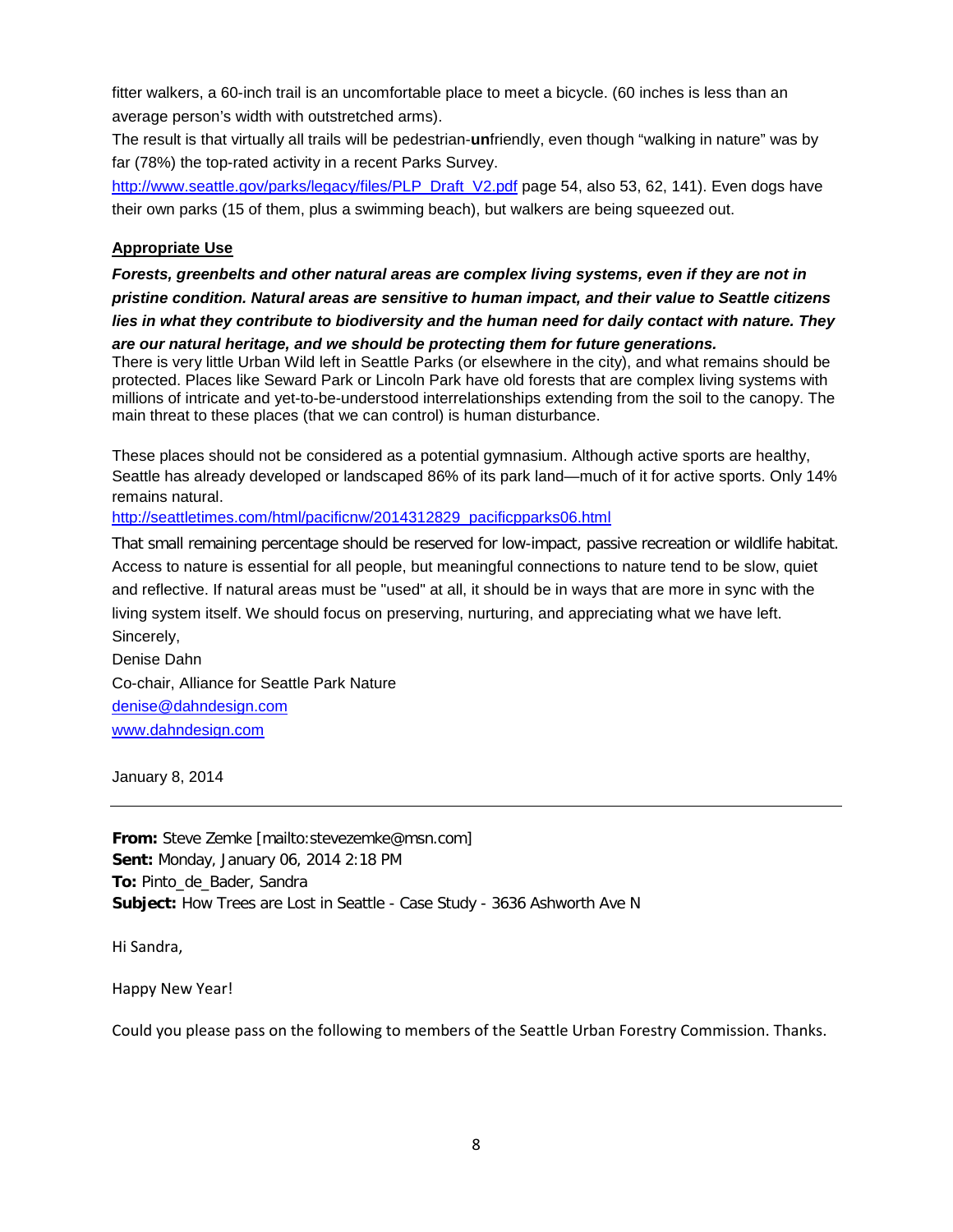fitter walkers, a 60-inch trail is an uncomfortable place to meet a bicycle. (60 inches is less than an average person's width with outstretched arms).

The result is that virtually all trails will be pedestrian-**un**friendly, even though "walking in nature" was by far (78%) the top-rated activity in a recent Parks Survey.

http://www.seattle.gov/parks/legacy/files/PLP_Draft_V2.pdf page 54, also 53, 62, 141). Even dogs have their own parks (15 of them, plus a swimming beach), but walkers are being squeezed out.

**Appropriate Use**

***Forests, greenbelts and other natural areas are complex living systems, even if they are not in pristine condition. Natural areas are sensitive to human impact, and their value to Seattle citizens lies in what they contribute to biodiversity and the human need for daily contact with nature. They are our natural heritage, and we should be protecting them for future generations.***

There is very little Urban Wild left in Seattle Parks (or elsewhere in the city), and what remains should be protected. Places like Seward Park or Lincoln Park have old forests that are complex living systems with millions of intricate and yet-to-be-understood interrelationships extending from the soil to the canopy. The main threat to these places (that we can control) is human disturbance.

These places should not be considered as a potential gymnasium. Although active sports are healthy, Seattle has already developed or landscaped 86% of its park land—much of it for active sports. Only 14% remains natural.

http://seattletimes.com/html/pacificnw/2014312829_pacificpparks06.html

That small remaining percentage should be reserved for low-impact, passive recreation or wildlife habitat. Access to nature is essential for all people, but meaningful connections to nature tend to be slow, quiet and reflective. If natural areas must be "used" at all, it should be in ways that are more in sync with the living system itself. We should focus on preserving, nurturing, and appreciating what we have left.

Sincerely,

Denise Dahn

Co-chair, Alliance for Seattle Park Nature

denise@dahndesign.com

www.dahndesign.com

January 8, 2014

---

**From:** Steve Zemke [mailto:stevezemke@msn.com]
**Sent:** Monday, January 06, 2014 2:18 PM
**To:** Pinto_de_Bader, Sandra
**Subject:** How Trees are Lost in Seattle - Case Study - 3636 Ashworth Ave N

Hi Sandra,

Happy New Year!

Could you please pass on the following to members of the Seattle Urban Forestry Commission. Thanks.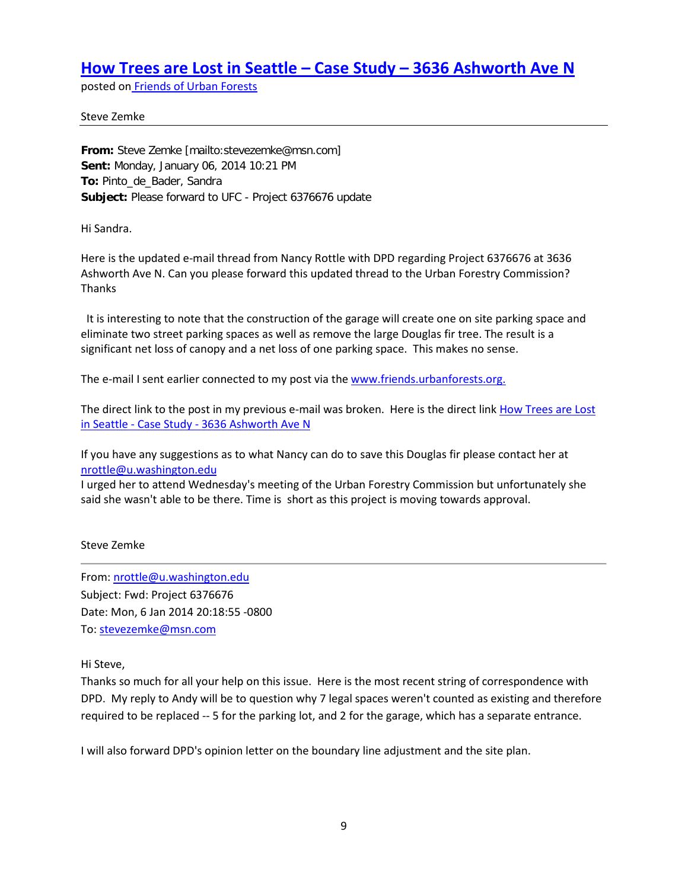# How Trees are Lost in Seattle – Case Study – 3636 Ashworth Ave N

posted on Friends of Urban Forests

Steve Zemke

---

**From:** Steve Zemke [mailto:stevezemke@msn.com]
**Sent:** Monday, January 06, 2014 10:21 PM
**To:** Pinto_de_Bader, Sandra
**Subject:** Please forward to UFC - Project 6376676 update

Hi Sandra.

Here is the updated e-mail thread from Nancy Rottle with DPD regarding Project 6376676 at 3636 Ashworth Ave N. Can you please forward this updated thread to the Urban Forestry Commission? Thanks

It is interesting to note that the construction of the garage will create one on site parking space and eliminate two street parking spaces as well as remove the large Douglas fir tree. The result is a significant net loss of canopy and a net loss of one parking space. This makes no sense.

The e-mail I sent earlier connected to my post via the www.friends.urbanforests.org.

The direct link to the post in my previous e-mail was broken. Here is the direct link How Trees are Lost in Seattle - Case Study - 3636 Ashworth Ave N

If you have any suggestions as to what Nancy can do to save this Douglas fir please contact her at nrottle@u.washington.edu
I urged her to attend Wednesday's meeting of the Urban Forestry Commission but unfortunately she said she wasn't able to be there. Time is short as this project is moving towards approval.

Steve Zemke

---

From: nrottle@u.washington.edu
Subject: Fwd: Project 6376676
Date: Mon, 6 Jan 2014 20:18:55 -0800
To: stevezemke@msn.com

Hi Steve,
Thanks so much for all your help on this issue. Here is the most recent string of correspondence with DPD. My reply to Andy will be to question why 7 legal spaces weren't counted as existing and therefore required to be replaced -- 5 for the parking lot, and 2 for the garage, which has a separate entrance.

I will also forward DPD's opinion letter on the boundary line adjustment and the site plan.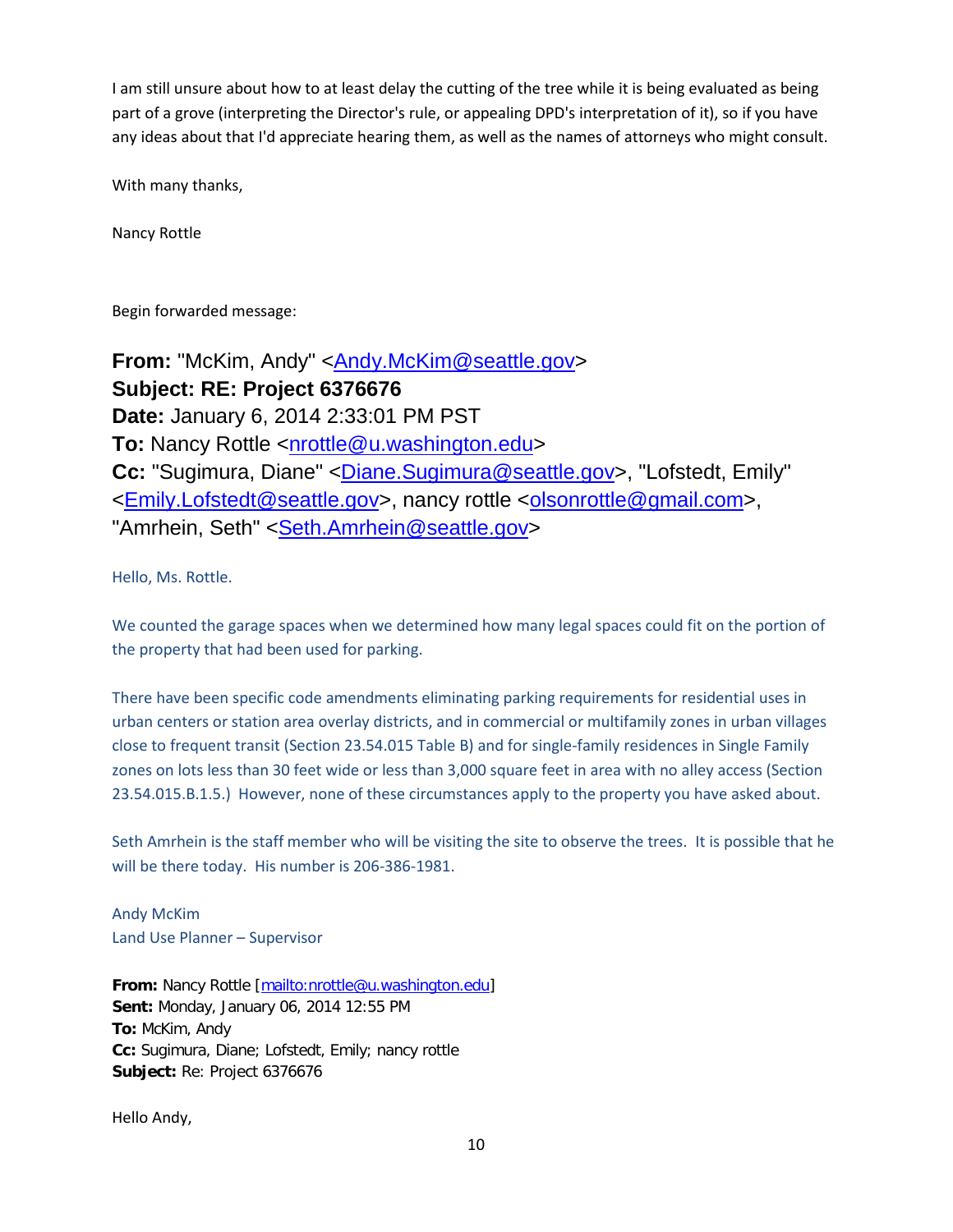I am still unsure about how to at least delay the cutting of the tree while it is being evaluated as being part of a grove (interpreting the Director's rule, or appealing DPD's interpretation of it), so if you have any ideas about that I'd appreciate hearing them, as well as the names of attorneys who might consult.

With many thanks,

Nancy Rottle

Begin forwarded message:

**From:** "McKim, Andy" <Andy.McKim@seattle.gov>
**Subject: RE: Project 6376676**
**Date:** January 6, 2014 2:33:01 PM PST
**To:** Nancy Rottle <nrottle@u.washington.edu>
**Cc:** "Sugimura, Diane" <Diane.Sugimura@seattle.gov>, "Lofstedt, Emily" <Emily.Lofstedt@seattle.gov>, nancy rottle <olsonrottle@gmail.com>, "Amrhein, Seth" <Seth.Amrhein@seattle.gov>

Hello, Ms. Rottle.

We counted the garage spaces when we determined how many legal spaces could fit on the portion of the property that had been used for parking.

There have been specific code amendments eliminating parking requirements for residential uses in urban centers or station area overlay districts, and in commercial or multifamily zones in urban villages close to frequent transit (Section 23.54.015 Table B) and for single-family residences in Single Family zones on lots less than 30 feet wide or less than 3,000 square feet in area with no alley access (Section 23.54.015.B.1.5.) However, none of these circumstances apply to the property you have asked about.

Seth Amrhein is the staff member who will be visiting the site to observe the trees. It is possible that he will be there today. His number is 206-386-1981.

Andy McKim
Land Use Planner – Supervisor

**From:** Nancy Rottle [mailto:nrottle@u.washington.edu]
**Sent:** Monday, January 06, 2014 12:55 PM
**To:** McKim, Andy
**Cc:** Sugimura, Diane; Lofstedt, Emily; nancy rottle
**Subject:** Re: Project 6376676

Hello Andy,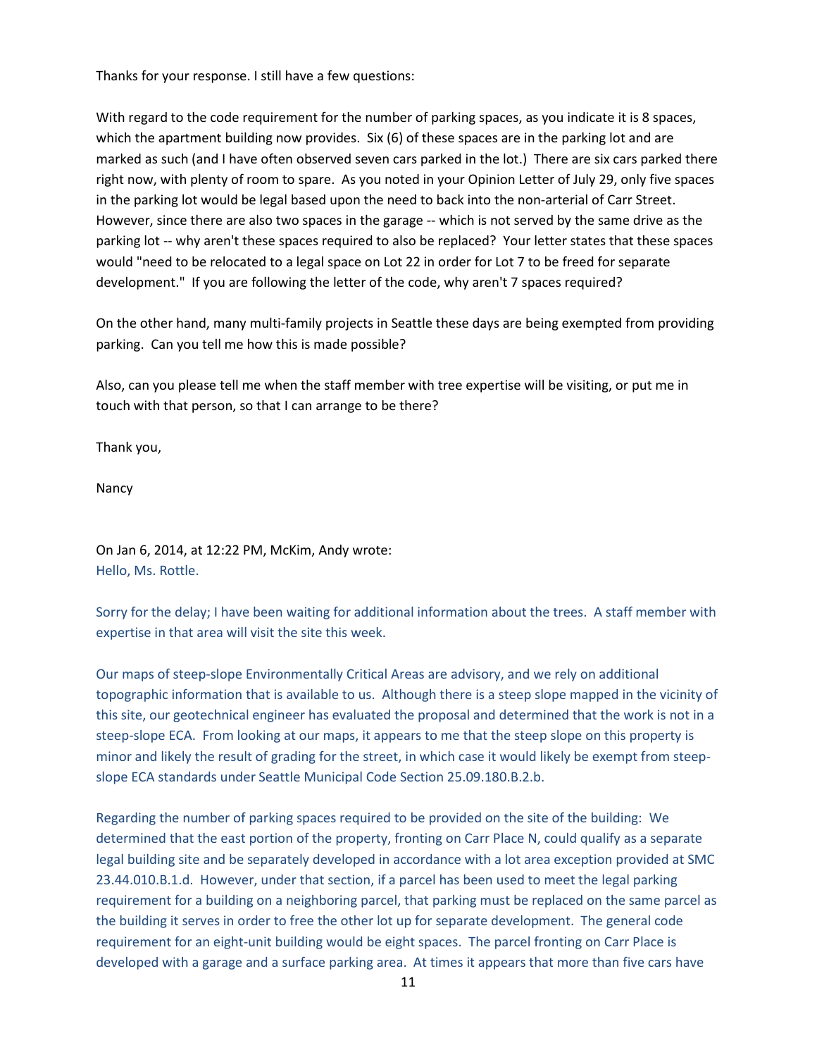Thanks for your response. I still have a few questions:

With regard to the code requirement for the number of parking spaces, as you indicate it is 8 spaces, which the apartment building now provides. Six (6) of these spaces are in the parking lot and are marked as such (and I have often observed seven cars parked in the lot.) There are six cars parked there right now, with plenty of room to spare. As you noted in your Opinion Letter of July 29, only five spaces in the parking lot would be legal based upon the need to back into the non-arterial of Carr Street. However, since there are also two spaces in the garage -- which is not served by the same drive as the parking lot -- why aren't these spaces required to also be replaced? Your letter states that these spaces would "need to be relocated to a legal space on Lot 22 in order for Lot 7 to be freed for separate development." If you are following the letter of the code, why aren't 7 spaces required?

On the other hand, many multi-family projects in Seattle these days are being exempted from providing parking. Can you tell me how this is made possible?

Also, can you please tell me when the staff member with tree expertise will be visiting, or put me in touch with that person, so that I can arrange to be there?

Thank you,

Nancy

On Jan 6, 2014, at 12:22 PM, McKim, Andy wrote:
Hello, Ms. Rottle.

Sorry for the delay; I have been waiting for additional information about the trees. A staff member with expertise in that area will visit the site this week.

Our maps of steep-slope Environmentally Critical Areas are advisory, and we rely on additional topographic information that is available to us. Although there is a steep slope mapped in the vicinity of this site, our geotechnical engineer has evaluated the proposal and determined that the work is not in a steep-slope ECA. From looking at our maps, it appears to me that the steep slope on this property is minor and likely the result of grading for the street, in which case it would likely be exempt from steep-slope ECA standards under Seattle Municipal Code Section 25.09.180.B.2.b.

Regarding the number of parking spaces required to be provided on the site of the building: We determined that the east portion of the property, fronting on Carr Place N, could qualify as a separate legal building site and be separately developed in accordance with a lot area exception provided at SMC 23.44.010.B.1.d. However, under that section, if a parcel has been used to meet the legal parking requirement for a building on a neighboring parcel, that parking must be replaced on the same parcel as the building it serves in order to free the other lot up for separate development. The general code requirement for an eight-unit building would be eight spaces. The parcel fronting on Carr Place is developed with a garage and a surface parking area. At times it appears that more than five cars have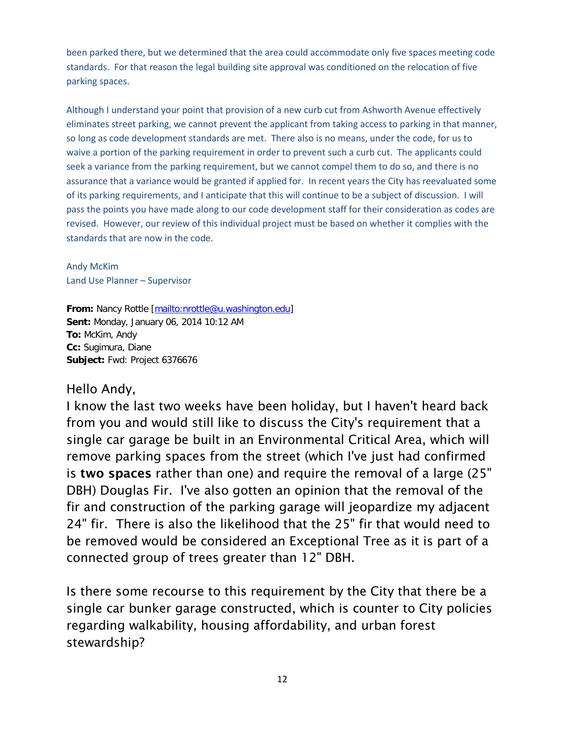been parked there, but we determined that the area could accommodate only five spaces meeting code standards. For that reason the legal building site approval was conditioned on the relocation of five parking spaces.

Although I understand your point that provision of a new curb cut from Ashworth Avenue effectively eliminates street parking, we cannot prevent the applicant from taking access to parking in that manner, so long as code development standards are met. There also is no means, under the code, for us to waive a portion of the parking requirement in order to prevent such a curb cut. The applicants could seek a variance from the parking requirement, but we cannot compel them to do so, and there is no assurance that a variance would be granted if applied for. In recent years the City has reevaluated some of its parking requirements, and I anticipate that this will continue to be a subject of discussion. I will pass the points you have made along to our code development staff for their consideration as codes are revised. However, our review of this individual project must be based on whether it complies with the standards that are now in the code.

Andy McKim
Land Use Planner – Supervisor

**From:** Nancy Rottle [mailto:nrottle@u.washington.edu]
**Sent:** Monday, January 06, 2014 10:12 AM
**To:** McKim, Andy
**Cc:** Sugimura, Diane
**Subject:** Fwd: Project 6376676

Hello Andy,
I know the last two weeks have been holiday, but I haven't heard back from you and would still like to discuss the City's requirement that a single car garage be built in an Environmental Critical Area, which will remove parking spaces from the street (which I've just had confirmed is **two spaces** rather than one) and require the removal of a large (25" DBH) Douglas Fir. I've also gotten an opinion that the removal of the fir and construction of the parking garage will jeopardize my adjacent 24" fir. There is also the likelihood that the 25" fir that would need to be removed would be considered an Exceptional Tree as it is part of a connected group of trees greater than 12" DBH.

Is there some recourse to this requirement by the City that there be a single car bunker garage constructed, which is counter to City policies regarding walkability, housing affordability, and urban forest stewardship?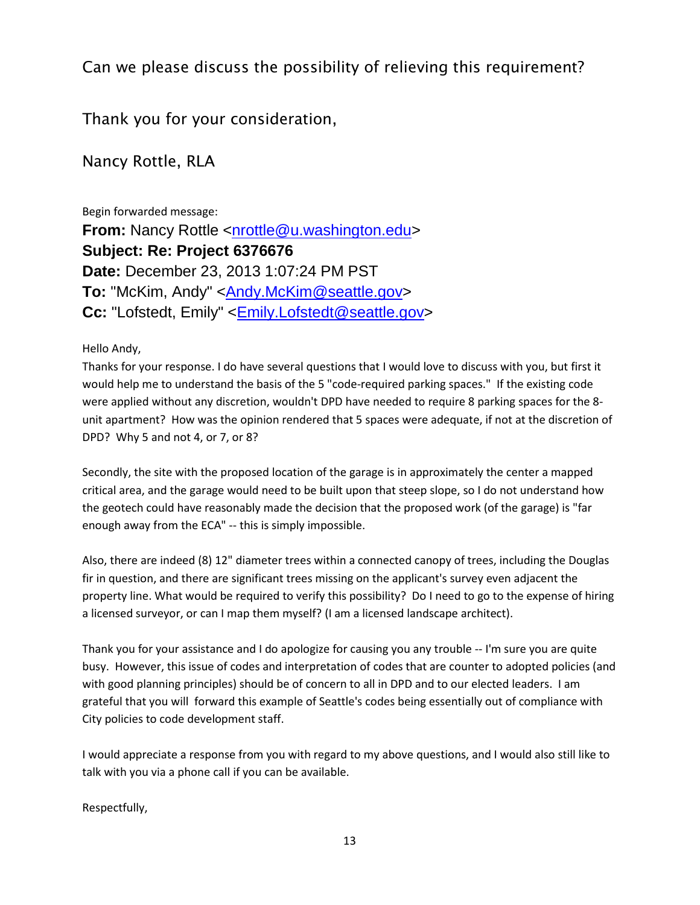Can we please discuss the possibility of relieving this requirement?

Thank you for your consideration,

Nancy Rottle, RLA

Begin forwarded message:

**From:** Nancy Rottle <nrottle@u.washington.edu>
**Subject: Re: Project 6376676**
**Date:** December 23, 2013 1:07:24 PM PST
**To:** "McKim, Andy" <Andy.McKim@seattle.gov>
**Cc:** "Lofstedt, Emily" <Emily.Lofstedt@seattle.gov>

Hello Andy,

Thanks for your response. I do have several questions that I would love to discuss with you, but first it would help me to understand the basis of the 5 "code-required parking spaces." If the existing code were applied without any discretion, wouldn't DPD have needed to require 8 parking spaces for the 8-unit apartment? How was the opinion rendered that 5 spaces were adequate, if not at the discretion of DPD? Why 5 and not 4, or 7, or 8?

Secondly, the site with the proposed location of the garage is in approximately the center a mapped critical area, and the garage would need to be built upon that steep slope, so I do not understand how the geotech could have reasonably made the decision that the proposed work (of the garage) is "far enough away from the ECA" -- this is simply impossible.

Also, there are indeed (8) 12" diameter trees within a connected canopy of trees, including the Douglas fir in question, and there are significant trees missing on the applicant's survey even adjacent the property line. What would be required to verify this possibility? Do I need to go to the expense of hiring a licensed surveyor, or can I map them myself? (I am a licensed landscape architect).

Thank you for your assistance and I do apologize for causing you any trouble -- I'm sure you are quite busy. However, this issue of codes and interpretation of codes that are counter to adopted policies (and with good planning principles) should be of concern to all in DPD and to our elected leaders. I am grateful that you will forward this example of Seattle's codes being essentially out of compliance with City policies to code development staff.

I would appreciate a response from you with regard to my above questions, and I would also still like to talk with you via a phone call if you can be available.

Respectfully,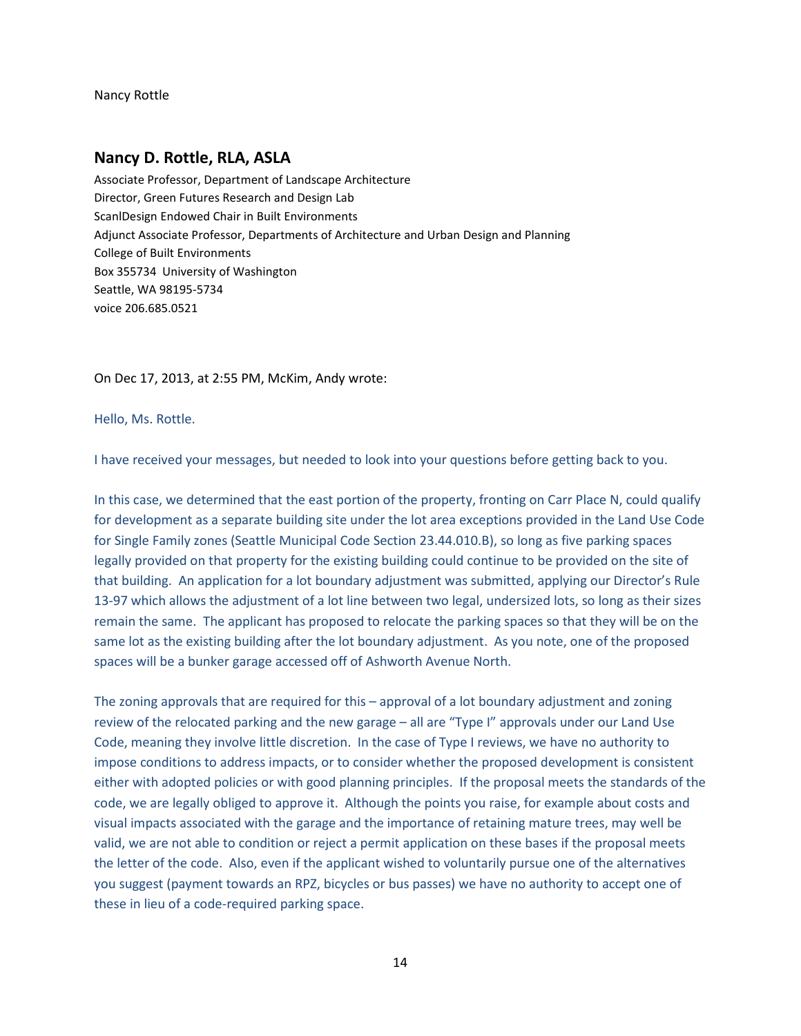Nancy Rottle

### Nancy D. Rottle, RLA, ASLA

Associate Professor, Department of Landscape Architecture
Director, Green Futures Research and Design Lab
ScanlDesign Endowed Chair in Built Environments
Adjunct Associate Professor, Departments of Architecture and Urban Design and Planning
College of Built Environments
Box 355734 University of Washington
Seattle, WA 98195-5734
voice 206.685.0521

On Dec 17, 2013, at 2:55 PM, McKim, Andy wrote:

Hello, Ms. Rottle.

I have received your messages, but needed to look into your questions before getting back to you.

In this case, we determined that the east portion of the property, fronting on Carr Place N, could qualify for development as a separate building site under the lot area exceptions provided in the Land Use Code for Single Family zones (Seattle Municipal Code Section 23.44.010.B), so long as five parking spaces legally provided on that property for the existing building could continue to be provided on the site of that building. An application for a lot boundary adjustment was submitted, applying our Director's Rule 13-97 which allows the adjustment of a lot line between two legal, undersized lots, so long as their sizes remain the same. The applicant has proposed to relocate the parking spaces so that they will be on the same lot as the existing building after the lot boundary adjustment. As you note, one of the proposed spaces will be a bunker garage accessed off of Ashworth Avenue North.

The zoning approvals that are required for this – approval of a lot boundary adjustment and zoning review of the relocated parking and the new garage – all are "Type I" approvals under our Land Use Code, meaning they involve little discretion. In the case of Type I reviews, we have no authority to impose conditions to address impacts, or to consider whether the proposed development is consistent either with adopted policies or with good planning principles. If the proposal meets the standards of the code, we are legally obliged to approve it. Although the points you raise, for example about costs and visual impacts associated with the garage and the importance of retaining mature trees, may well be valid, we are not able to condition or reject a permit application on these bases if the proposal meets the letter of the code. Also, even if the applicant wished to voluntarily pursue one of the alternatives you suggest (payment towards an RPZ, bicycles or bus passes) we have no authority to accept one of these in lieu of a code-required parking space.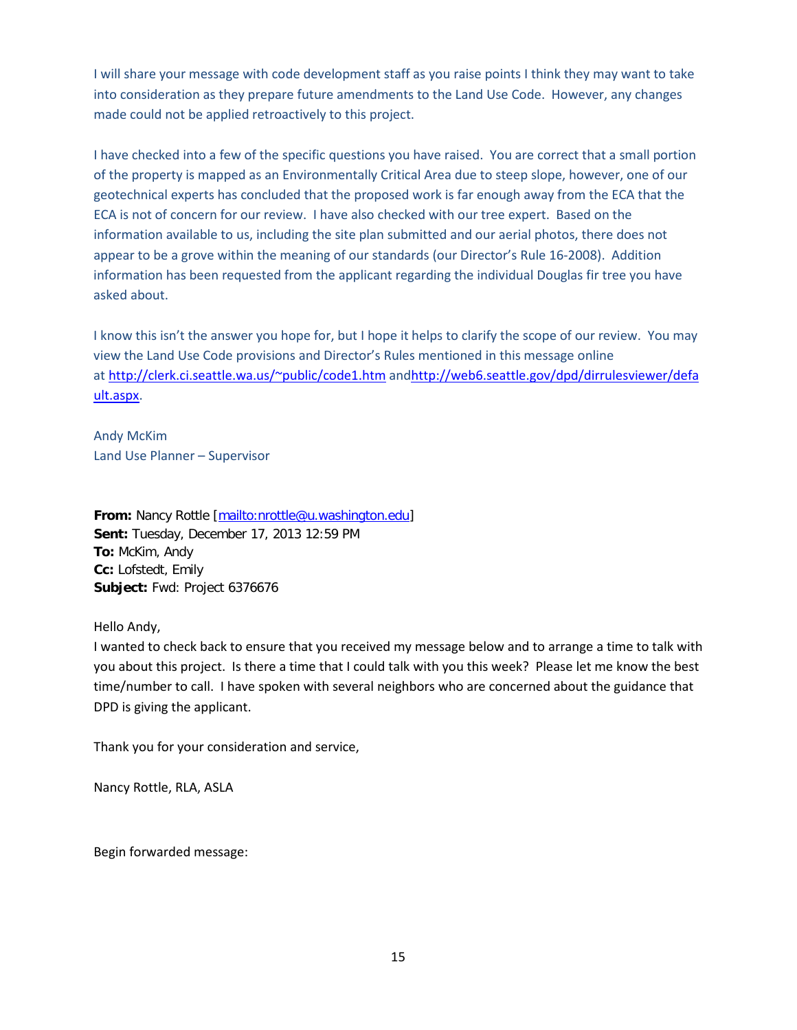I will share your message with code development staff as you raise points I think they may want to take into consideration as they prepare future amendments to the Land Use Code. However, any changes made could not be applied retroactively to this project.

I have checked into a few of the specific questions you have raised. You are correct that a small portion of the property is mapped as an Environmentally Critical Area due to steep slope, however, one of our geotechnical experts has concluded that the proposed work is far enough away from the ECA that the ECA is not of concern for our review. I have also checked with our tree expert. Based on the information available to us, including the site plan submitted and our aerial photos, there does not appear to be a grove within the meaning of our standards (our Director's Rule 16-2008). Addition information has been requested from the applicant regarding the individual Douglas fir tree you have asked about.

I know this isn't the answer you hope for, but I hope it helps to clarify the scope of our review. You may view the Land Use Code provisions and Director's Rules mentioned in this message online at http://clerk.ci.seattle.wa.us/~public/code1.htm andhttp://web6.seattle.gov/dpd/dirrulesviewer/default.aspx.

Andy McKim
Land Use Planner – Supervisor

**From:** Nancy Rottle [mailto:nrottle@u.washington.edu]
**Sent:** Tuesday, December 17, 2013 12:59 PM
**To:** McKim, Andy
**Cc:** Lofstedt, Emily
**Subject:** Fwd: Project 6376676

Hello Andy,
I wanted to check back to ensure that you received my message below and to arrange a time to talk with you about this project. Is there a time that I could talk with you this week? Please let me know the best time/number to call. I have spoken with several neighbors who are concerned about the guidance that DPD is giving the applicant.

Thank you for your consideration and service,

Nancy Rottle, RLA, ASLA

Begin forwarded message: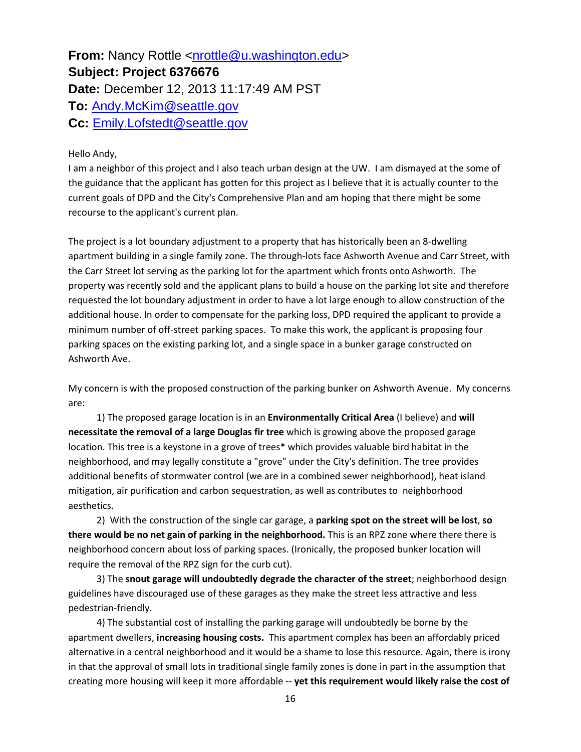**From:** Nancy Rottle <nrottle@u.washington.edu>
**Subject: Project 6376676**
**Date:** December 12, 2013 11:17:49 AM PST
**To:** Andy.McKim@seattle.gov
**Cc:** Emily.Lofstedt@seattle.gov

Hello Andy,

I am a neighbor of this project and I also teach urban design at the UW. I am dismayed at the some of the guidance that the applicant has gotten for this project as I believe that it is actually counter to the current goals of DPD and the City's Comprehensive Plan and am hoping that there might be some recourse to the applicant's current plan.

The project is a lot boundary adjustment to a property that has historically been an 8-dwelling apartment building in a single family zone. The through-lots face Ashworth Avenue and Carr Street, with the Carr Street lot serving as the parking lot for the apartment which fronts onto Ashworth. The property was recently sold and the applicant plans to build a house on the parking lot site and therefore requested the lot boundary adjustment in order to have a lot large enough to allow construction of the additional house. In order to compensate for the parking loss, DPD required the applicant to provide a minimum number of off-street parking spaces. To make this work, the applicant is proposing four parking spaces on the existing parking lot, and a single space in a bunker garage constructed on Ashworth Ave.

My concern is with the proposed construction of the parking bunker on Ashworth Avenue. My concerns are:

1) The proposed garage location is in an **Environmentally Critical Area** (I believe) and **will necessitate the removal of a large Douglas fir tree** which is growing above the proposed garage location. This tree is a keystone in a grove of trees* which provides valuable bird habitat in the neighborhood, and may legally constitute a "grove" under the City's definition. The tree provides additional benefits of stormwater control (we are in a combined sewer neighborhood), heat island mitigation, air purification and carbon sequestration, as well as contributes to neighborhood aesthetics.

2) With the construction of the single car garage, a **parking spot on the street will be lost**, **so there would be no net gain of parking in the neighborhood.** This is an RPZ zone where there there is neighborhood concern about loss of parking spaces. (Ironically, the proposed bunker location will require the removal of the RPZ sign for the curb cut).

3) The **snout garage will undoubtedly degrade the character of the street**; neighborhood design guidelines have discouraged use of these garages as they make the street less attractive and less pedestrian-friendly.

4) The substantial cost of installing the parking garage will undoubtedly be borne by the apartment dwellers, **increasing housing costs.** This apartment complex has been an affordably priced alternative in a central neighborhood and it would be a shame to lose this resource. Again, there is irony in that the approval of small lots in traditional single family zones is done in part in the assumption that creating more housing will keep it more affordable -- **yet this requirement would likely raise the cost of**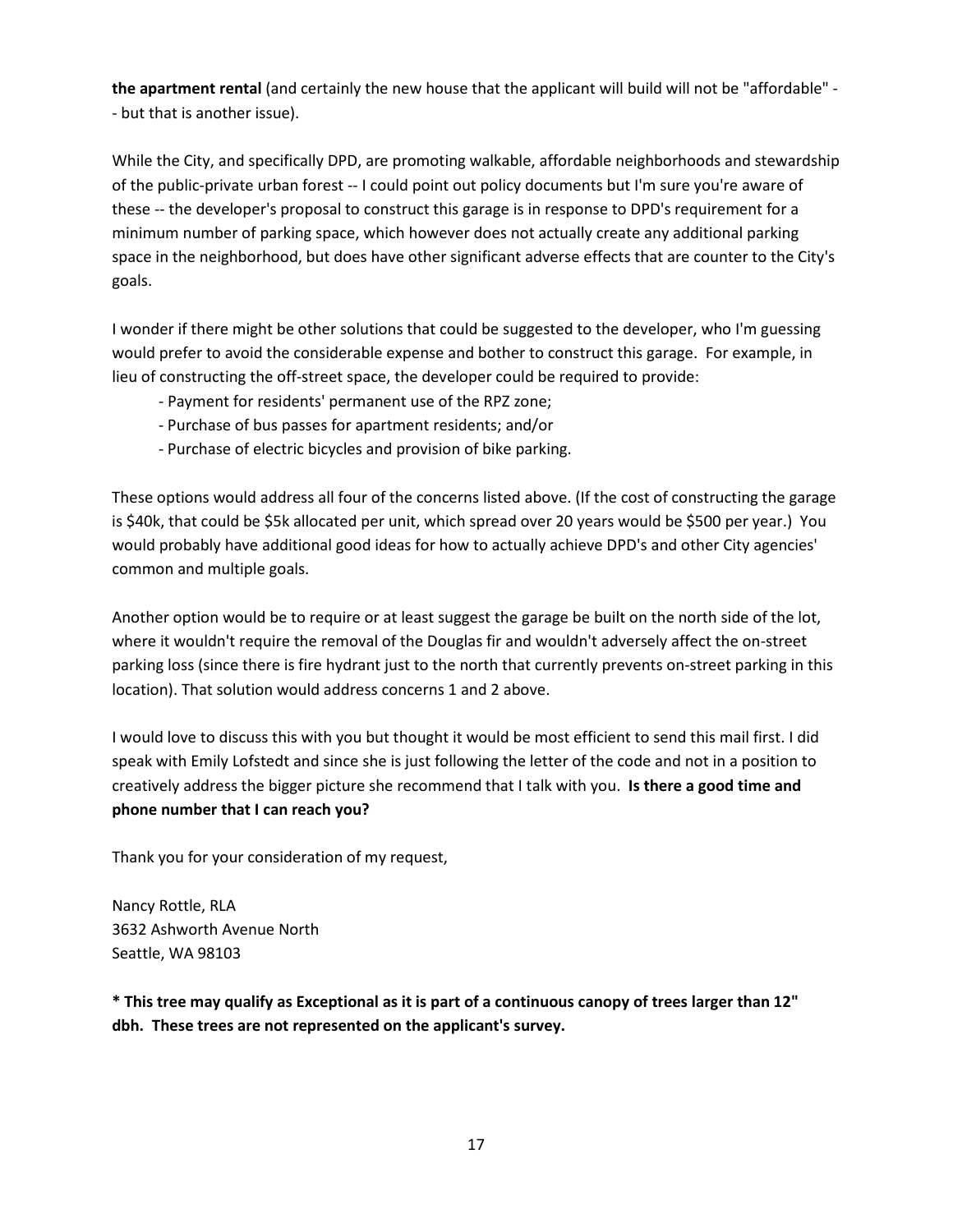**the apartment rental** (and certainly the new house that the applicant will build will not be "affordable" -- but that is another issue).

While the City, and specifically DPD, are promoting walkable, affordable neighborhoods and stewardship of the public-private urban forest -- I could point out policy documents but I'm sure you're aware of these -- the developer's proposal to construct this garage is in response to DPD's requirement for a minimum number of parking space, which however does not actually create any additional parking space in the neighborhood, but does have other significant adverse effects that are counter to the City's goals.

I wonder if there might be other solutions that could be suggested to the developer, who I'm guessing would prefer to avoid the considerable expense and bother to construct this garage. For example, in lieu of constructing the off-street space, the developer could be required to provide:

- Payment for residents' permanent use of the RPZ zone;
- Purchase of bus passes for apartment residents; and/or
- Purchase of electric bicycles and provision of bike parking.

These options would address all four of the concerns listed above. (If the cost of constructing the garage is $40k, that could be $5k allocated per unit, which spread over 20 years would be $500 per year.) You would probably have additional good ideas for how to actually achieve DPD's and other City agencies' common and multiple goals.

Another option would be to require or at least suggest the garage be built on the north side of the lot, where it wouldn't require the removal of the Douglas fir and wouldn't adversely affect the on-street parking loss (since there is fire hydrant just to the north that currently prevents on-street parking in this location). That solution would address concerns 1 and 2 above.

I would love to discuss this with you but thought it would be most efficient to send this mail first. I did speak with Emily Lofstedt and since she is just following the letter of the code and not in a position to creatively address the bigger picture she recommend that I talk with you. **Is there a good time and phone number that I can reach you?**

Thank you for your consideration of my request,

Nancy Rottle, RLA
3632 Ashworth Avenue North
Seattle, WA 98103

**\* This tree may qualify as Exceptional as it is part of a continuous canopy of trees larger than 12" dbh. These trees are not represented on the applicant's survey.**